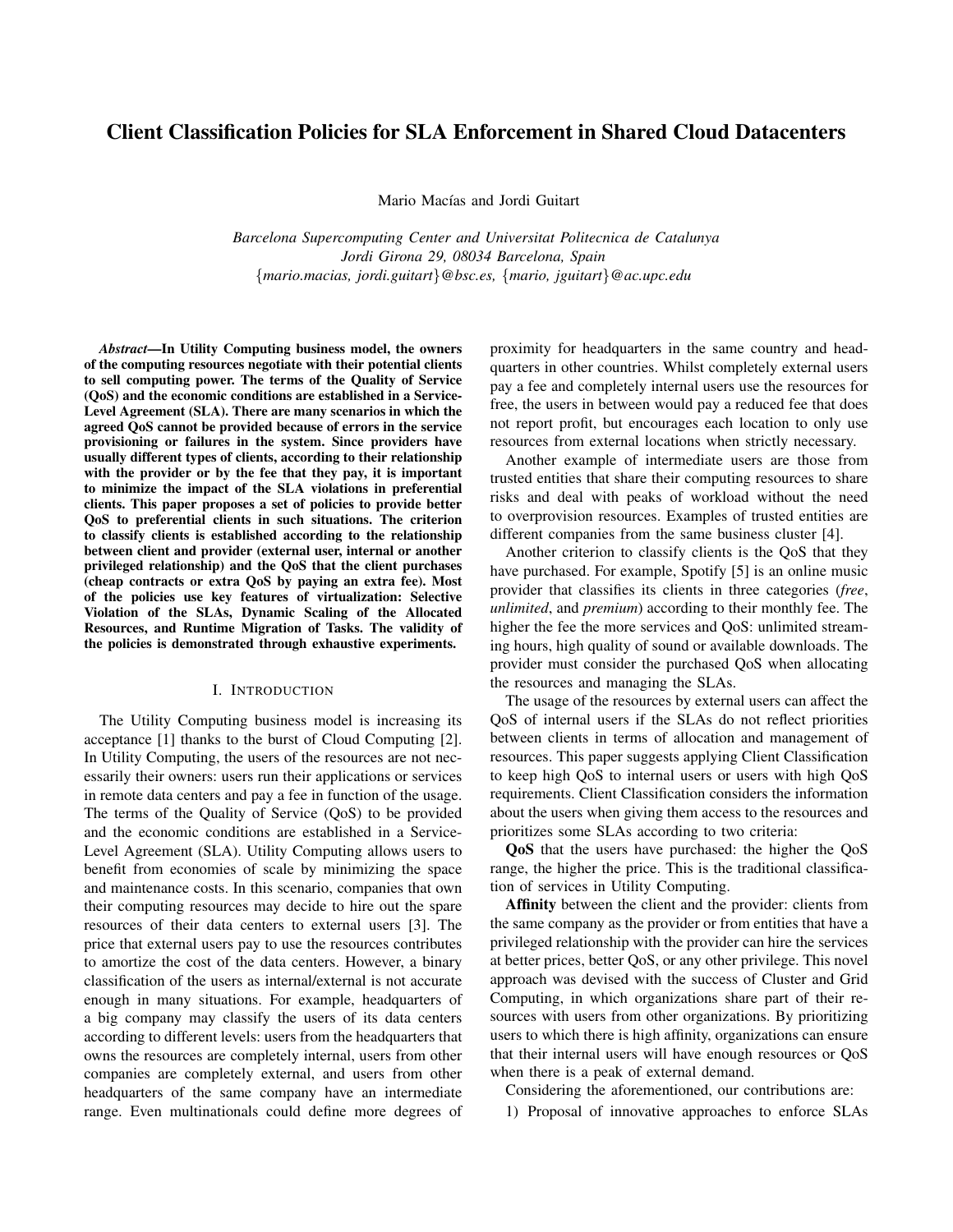# Client Classification Policies for SLA Enforcement in Shared Cloud Datacenters

Mario Macías and Jordi Guitart

*Barcelona Supercomputing Center and Universitat Politecnica de Catalunya*
*Jordi Girona 29, 08034 Barcelona, Spain*
{*mario.macias, jordi.guitart*}*@bsc.es,* {*mario, jguitart*}*@ac.upc.edu*

***Abstract*—In Utility Computing business model, the owners of the computing resources negotiate with their potential clients to sell computing power. The terms of the Quality of Service (QoS) and the economic conditions are established in a Service-Level Agreement (SLA). There are many scenarios in which the agreed QoS cannot be provided because of errors in the service provisioning or failures in the system. Since providers have usually different types of clients, according to their relationship with the provider or by the fee that they pay, it is important to minimize the impact of the SLA violations in preferential clients. This paper proposes a set of policies to provide better QoS to preferential clients in such situations. The criterion to classify clients is established according to the relationship between client and provider (external user, internal or another privileged relationship) and the QoS that the client purchases (cheap contracts or extra QoS by paying an extra fee). Most of the policies use key features of virtualization: Selective Violation of the SLAs, Dynamic Scaling of the Allocated Resources, and Runtime Migration of Tasks. The validity of the policies is demonstrated through exhaustive experiments.**

## I. Introduction

The Utility Computing business model is increasing its acceptance [1] thanks to the burst of Cloud Computing [2]. In Utility Computing, the users of the resources are not necessarily their owners: users run their applications or services in remote data centers and pay a fee in function of the usage. The terms of the Quality of Service (QoS) to be provided and the economic conditions are established in a Service-Level Agreement (SLA). Utility Computing allows users to benefit from economies of scale by minimizing the space and maintenance costs. In this scenario, companies that own their computing resources may decide to hire out the spare resources of their data centers to external users [3]. The price that external users pay to use the resources contributes to amortize the cost of the data centers. However, a binary classification of the users as internal/external is not accurate enough in many situations. For example, headquarters of a big company may classify the users of its data centers according to different levels: users from the headquarters that owns the resources are completely internal, users from other companies are completely external, and users from other headquarters of the same company have an intermediate range. Even multinationals could define more degrees of proximity for headquarters in the same country and headquarters in other countries. Whilst completely external users pay a fee and completely internal users use the resources for free, the users in between would pay a reduced fee that does not report profit, but encourages each location to only use resources from external locations when strictly necessary.

Another example of intermediate users are those from trusted entities that share their computing resources to share risks and deal with peaks of workload without the need to overprovision resources. Examples of trusted entities are different companies from the same business cluster [4].

Another criterion to classify clients is the QoS that they have purchased. For example, Spotify [5] is an online music provider that classifies its clients in three categories (*free*, *unlimited*, and *premium*) according to their monthly fee. The higher the fee the more services and QoS: unlimited streaming hours, high quality of sound or available downloads. The provider must consider the purchased QoS when allocating the resources and managing the SLAs.

The usage of the resources by external users can affect the QoS of internal users if the SLAs do not reflect priorities between clients in terms of allocation and management of resources. This paper suggests applying Client Classification to keep high QoS to internal users or users with high QoS requirements. Client Classification considers the information about the users when giving them access to the resources and prioritizes some SLAs according to two criteria:

**QoS** that the users have purchased: the higher the QoS range, the higher the price. This is the traditional classification of services in Utility Computing.

**Affinity** between the client and the provider: clients from the same company as the provider or from entities that have a privileged relationship with the provider can hire the services at better prices, better QoS, or any other privilege. This novel approach was devised with the success of Cluster and Grid Computing, in which organizations share part of their resources with users from other organizations. By prioritizing users to which there is high affinity, organizations can ensure that their internal users will have enough resources or QoS when there is a peak of external demand.

Considering the aforementioned, our contributions are:

1) Proposal of innovative approaches to enforce SLAs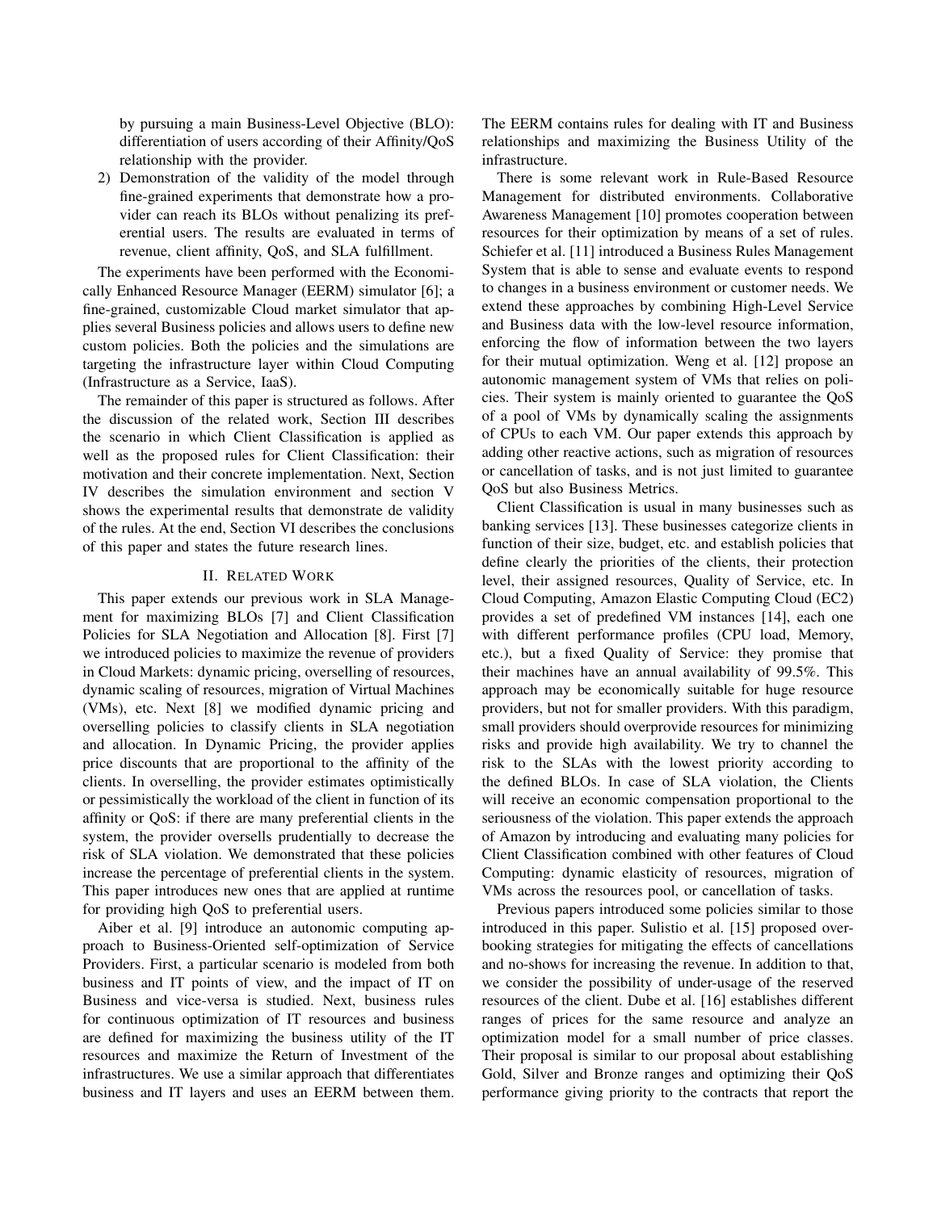by pursuing a main Business-Level Objective (BLO): differentiation of users according of their Affinity/QoS relationship with the provider.

2) Demonstration of the validity of the model through fine-grained experiments that demonstrate how a provider can reach its BLOs without penalizing its preferential users. The results are evaluated in terms of revenue, client affinity, QoS, and SLA fulfillment.

The experiments have been performed with the Economically Enhanced Resource Manager (EERM) simulator [6]; a fine-grained, customizable Cloud market simulator that applies several Business policies and allows users to define new custom policies. Both the policies and the simulations are targeting the infrastructure layer within Cloud Computing (Infrastructure as a Service, IaaS).

The remainder of this paper is structured as follows. After the discussion of the related work, Section III describes the scenario in which Client Classification is applied as well as the proposed rules for Client Classification: their motivation and their concrete implementation. Next, Section IV describes the simulation environment and section V shows the experimental results that demonstrate de validity of the rules. At the end, Section VI describes the conclusions of this paper and states the future research lines.

## II. Related Work

This paper extends our previous work in SLA Management for maximizing BLOs [7] and Client Classification Policies for SLA Negotiation and Allocation [8]. First [7] we introduced policies to maximize the revenue of providers in Cloud Markets: dynamic pricing, overselling of resources, dynamic scaling of resources, migration of Virtual Machines (VMs), etc. Next [8] we modified dynamic pricing and overselling policies to classify clients in SLA negotiation and allocation. In Dynamic Pricing, the provider applies price discounts that are proportional to the affinity of the clients. In overselling, the provider estimates optimistically or pessimistically the workload of the client in function of its affinity or QoS: if there are many preferential clients in the system, the provider oversells prudentially to decrease the risk of SLA violation. We demonstrated that these policies increase the percentage of preferential clients in the system. This paper introduces new ones that are applied at runtime for providing high QoS to preferential users.

Aiber et al. [9] introduce an autonomic computing approach to Business-Oriented self-optimization of Service Providers. First, a particular scenario is modeled from both business and IT points of view, and the impact of IT on Business and vice-versa is studied. Next, business rules for continuous optimization of IT resources and business are defined for maximizing the business utility of the IT resources and maximize the Return of Investment of the infrastructures. We use a similar approach that differentiates business and IT layers and uses an EERM between them. The EERM contains rules for dealing with IT and Business relationships and maximizing the Business Utility of the infrastructure.

There is some relevant work in Rule-Based Resource Management for distributed environments. Collaborative Awareness Management [10] promotes cooperation between resources for their optimization by means of a set of rules. Schiefer et al. [11] introduced a Business Rules Management System that is able to sense and evaluate events to respond to changes in a business environment or customer needs. We extend these approaches by combining High-Level Service and Business data with the low-level resource information, enforcing the flow of information between the two layers for their mutual optimization. Weng et al. [12] propose an autonomic management system of VMs that relies on policies. Their system is mainly oriented to guarantee the QoS of a pool of VMs by dynamically scaling the assignments of CPUs to each VM. Our paper extends this approach by adding other reactive actions, such as migration of resources or cancellation of tasks, and is not just limited to guarantee QoS but also Business Metrics.

Client Classification is usual in many businesses such as banking services [13]. These businesses categorize clients in function of their size, budget, etc. and establish policies that define clearly the priorities of the clients, their protection level, their assigned resources, Quality of Service, etc. In Cloud Computing, Amazon Elastic Computing Cloud (EC2) provides a set of predefined VM instances [14], each one with different performance profiles (CPU load, Memory, etc.), but a fixed Quality of Service: they promise that their machines have an annual availability of 99.5%. This approach may be economically suitable for huge resource providers, but not for smaller providers. With this paradigm, small providers should overprovide resources for minimizing risks and provide high availability. We try to channel the risk to the SLAs with the lowest priority according to the defined BLOs. In case of SLA violation, the Clients will receive an economic compensation proportional to the seriousness of the violation. This paper extends the approach of Amazon by introducing and evaluating many policies for Client Classification combined with other features of Cloud Computing: dynamic elasticity of resources, migration of VMs across the resources pool, or cancellation of tasks.

Previous papers introduced some policies similar to those introduced in this paper. Sulistio et al. [15] proposed overbooking strategies for mitigating the effects of cancellations and no-shows for increasing the revenue. In addition to that, we consider the possibility of under-usage of the reserved resources of the client. Dube et al. [16] establishes different ranges of prices for the same resource and analyze an optimization model for a small number of price classes. Their proposal is similar to our proposal about establishing Gold, Silver and Bronze ranges and optimizing their QoS performance giving priority to the contracts that report the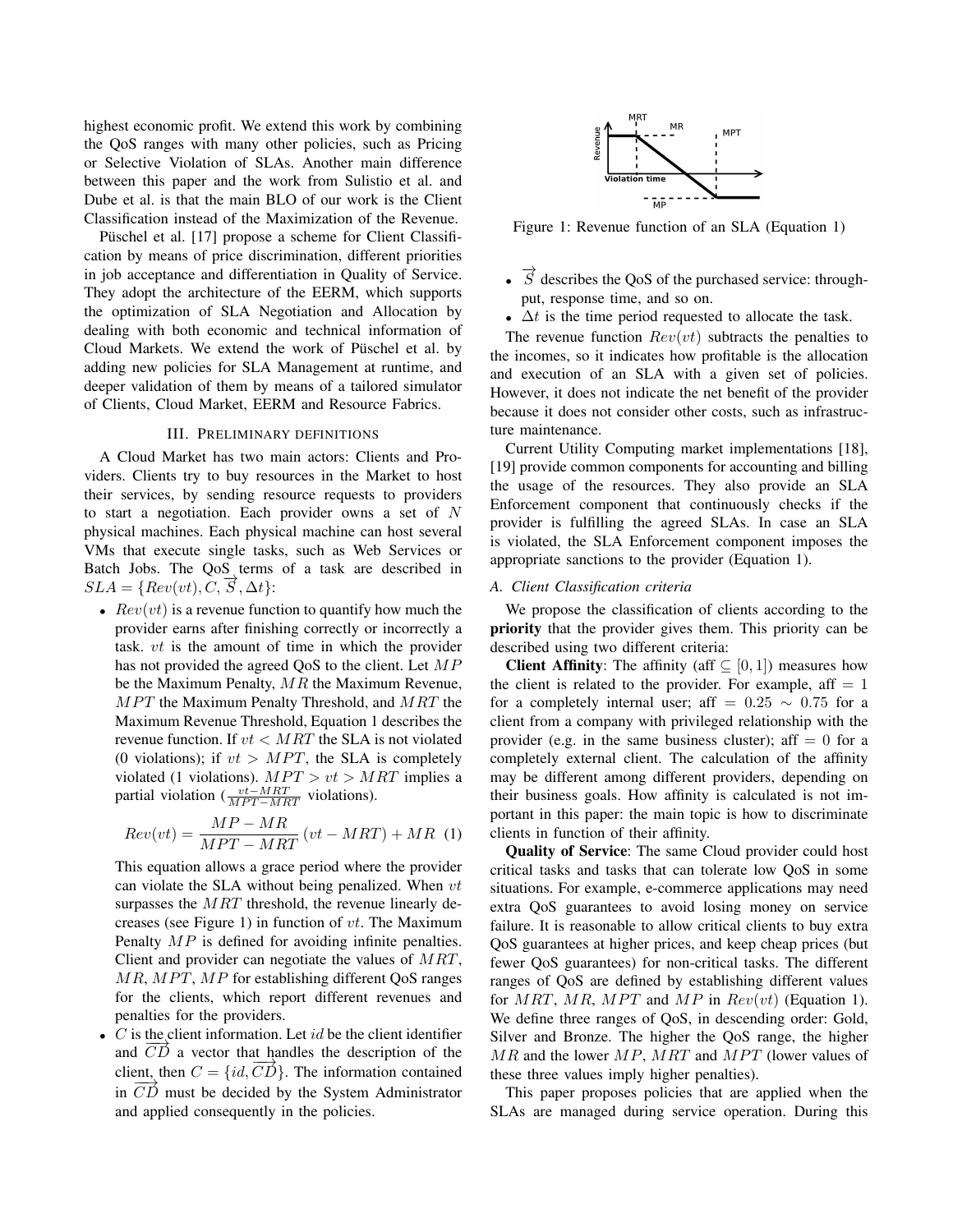highest economic profit. We extend this work by combining the QoS ranges with many other policies, such as Pricing or Selective Violation of SLAs. Another main difference between this paper and the work from Sulistio et al. and Dube et al. is that the main BLO of our work is the Client Classification instead of the Maximization of the Revenue.

Püschel et al. [17] propose a scheme for Client Classification by means of price discrimination, different priorities in job acceptance and differentiation in Quality of Service. They adopt the architecture of the EERM, which supports the optimization of SLA Negotiation and Allocation by dealing with both economic and technical information of Cloud Markets. We extend the work of Püschel et al. by adding new policies for SLA Management at runtime, and deeper validation of them by means of a tailored simulator of Clients, Cloud Market, EERM and Resource Fabrics.

## III. Preliminary definitions

A Cloud Market has two main actors: Clients and Providers. Clients try to buy resources in the Market to host their services, by sending resource requests to providers to start a negotiation. Each provider owns a set of $N$ physical machines. Each physical machine can host several VMs that execute single tasks, such as Web Services or Batch Jobs. The QoS terms of a task are described in $SLA = \{Rev(vt), C, \overrightarrow{S}, \Delta t\}$:

- $Rev(vt)$ is a revenue function to quantify how much the provider earns after finishing correctly or incorrectly a task. $vt$ is the amount of time in which the provider has not provided the agreed QoS to the client. Let $MP$ be the Maximum Penalty, $MR$ the Maximum Revenue, $MPT$ the Maximum Penalty Threshold, and $MRT$ the Maximum Revenue Threshold, Equation 1 describes the revenue function. If $vt < MRT$ the SLA is not violated (0 violations); if $vt > MPT$, the SLA is completely violated (1 violations). $MPT > vt > MRT$ implies a partial violation ($\frac{vt-MRT}{MPT-MRT}$ violations).

$$Rev(vt) = \frac{MP - MR}{MPT - MRT}(vt - MRT) + MR \quad (1)$$

  This equation allows a grace period where the provider can violate the SLA without being penalized. When $vt$ surpasses the $MRT$ threshold, the revenue linearly decreases (see Figure 1) in function of $vt$. The Maximum Penalty $MP$ is defined for avoiding infinite penalties. Client and provider can negotiate the values of $MRT$, $MR$, $MPT$, $MP$ for establishing different QoS ranges for the clients, which report different revenues and penalties for the providers.
- $C$ is the client information. Let $id$ be the client identifier and $\overrightarrow{CD}$ a vector that handles the description of the client, then $C = \{id, \overrightarrow{CD}\}$. The information contained in $\overrightarrow{CD}$ must be decided by the System Administrator and applied consequently in the policies.
- $\overrightarrow{S}$ describes the QoS of the purchased service: throughput, response time, and so on.
- $\Delta t$ is the time period requested to allocate the task.

Figure 1: Revenue function of an SLA (Equation 1)

The revenue function $Rev(vt)$ subtracts the penalties to the incomes, so it indicates how profitable is the allocation and execution of an SLA with a given set of policies. However, it does not indicate the net benefit of the provider because it does not consider other costs, such as infrastructure maintenance.

Current Utility Computing market implementations [18], [19] provide common components for accounting and billing the usage of the resources. They also provide an SLA Enforcement component that continuously checks if the provider is fulfilling the agreed SLAs. In case an SLA is violated, the SLA Enforcement component imposes the appropriate sanctions to the provider (Equation 1).

### A. Client Classification criteria

We propose the classification of clients according to the **priority** that the provider gives them. This priority can be described using two different criteria:

**Client Affinity**: The affinity (aff $\subseteq [0, 1]$) measures how the client is related to the provider. For example, aff $= 1$ for a completely internal user; aff $= 0.25 \sim 0.75$ for a client from a company with privileged relationship with the provider (e.g. in the same business cluster); aff $= 0$ for a completely external client. The calculation of the affinity may be different among different providers, depending on their business goals. How affinity is calculated is not important in this paper: the main topic is how to discriminate clients in function of their affinity.

**Quality of Service**: The same Cloud provider could host critical tasks and tasks that can tolerate low QoS in some situations. For example, e-commerce applications may need extra QoS guarantees to avoid losing money on service failure. It is reasonable to allow critical clients to buy extra QoS guarantees at higher prices, and keep cheap prices (but fewer QoS guarantees) for non-critical tasks. The different ranges of QoS are defined by establishing different values for $MRT$, $MR$, $MPT$ and $MP$ in $Rev(vt)$ (Equation 1). We define three ranges of QoS, in descending order: Gold, Silver and Bronze. The higher the QoS range, the higher $MR$ and the lower $MP$, $MRT$ and $MPT$ (lower values of these three values imply higher penalties).

This paper proposes policies that are applied when the SLAs are managed during service operation. During this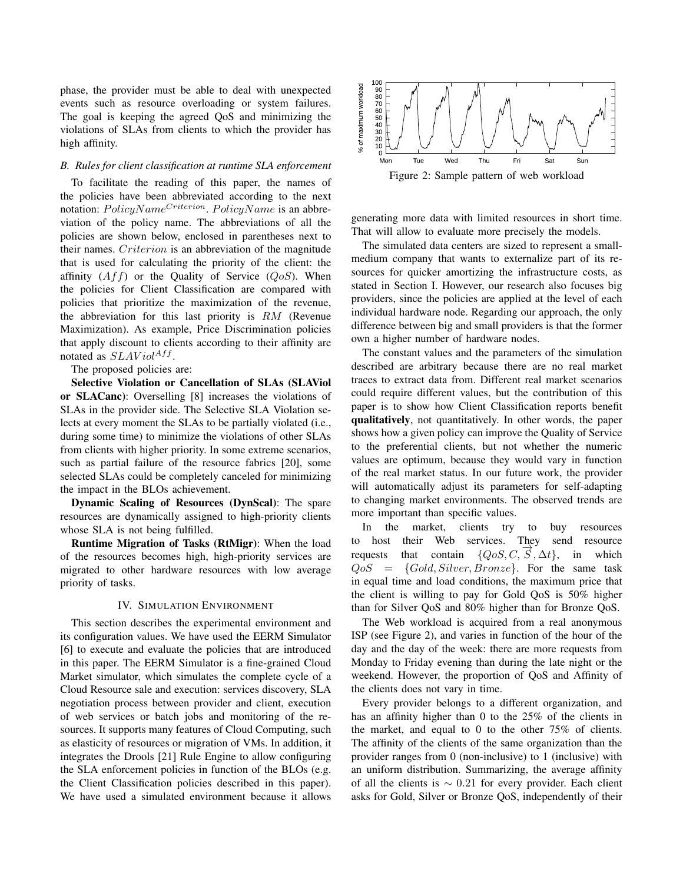phase, the provider must be able to deal with unexpected events such as resource overloading or system failures. The goal is keeping the agreed QoS and minimizing the violations of SLAs from clients to which the provider has high affinity.

### B. Rules for client classification at runtime SLA enforcement

To facilitate the reading of this paper, the names of the policies have been abbreviated according to the next notation: $PolicyName^{Criterion}$. $PolicyName$ is an abbreviation of the policy name. The abbreviations of all the policies are shown below, enclosed in parentheses next to their names. $Criterion$ is an abbreviation of the magnitude that is used for calculating the priority of the client: the affinity ($Aff$) or the Quality of Service ($QoS$). When the policies for Client Classification are compared with policies that prioritize the maximization of the revenue, the abbreviation for this last priority is $RM$ (Revenue Maximization). As example, Price Discrimination policies that apply discount to clients according to their affinity are notated as $SLAViol^{Aff}$.

The proposed policies are:

**Selective Violation or Cancellation of SLAs (SLAViol or SLACanc)**: Overselling [8] increases the violations of SLAs in the provider side. The Selective SLA Violation selects at every moment the SLAs to be partially violated (i.e., during some time) to minimize the violations of other SLAs from clients with higher priority. In some extreme scenarios, such as partial failure of the resource fabrics [20], some selected SLAs could be completely canceled for minimizing the impact in the BLOs achievement.

**Dynamic Scaling of Resources (DynScal)**: The spare resources are dynamically assigned to high-priority clients whose SLA is not being fulfilled.

**Runtime Migration of Tasks (RtMigr)**: When the load of the resources becomes high, high-priority services are migrated to other hardware resources with low average priority of tasks.

## IV. Simulation Environment

This section describes the experimental environment and its configuration values. We have used the EERM Simulator [6] to execute and evaluate the policies that are introduced in this paper. The EERM Simulator is a fine-grained Cloud Market simulator, which simulates the complete cycle of a Cloud Resource sale and execution: services discovery, SLA negotiation process between provider and client, execution of web services or batch jobs and monitoring of the resources. It supports many features of Cloud Computing, such as elasticity of resources or migration of VMs. In addition, it integrates the Drools [21] Rule Engine to allow configuring the SLA enforcement policies in function of the BLOs (e.g. the Client Classification policies described in this paper). We have used a simulated environment because it allows generating more data with limited resources in short time. That will allow to evaluate more precisely the models.

% of maximum workload
100
90
80
70
60
50
40
30
20
10
0
Mon Tue Wed Thu Fri Sat Sun

Figure 2: Sample pattern of web workload

The simulated data centers are sized to represent a small-medium company that wants to externalize part of its resources for quicker amortizing the infrastructure costs, as stated in Section I. However, our research also focuses big providers, since the policies are applied at the level of each individual hardware node. Regarding our approach, the only difference between big and small providers is that the former own a higher number of hardware nodes.

The constant values and the parameters of the simulation described are arbitrary because there are no real market traces to extract data from. Different real market scenarios could require different values, but the contribution of this paper is to show how Client Classification reports benefit **qualitatively**, not quantitatively. In other words, the paper shows how a given policy can improve the Quality of Service to the preferential clients, but not whether the numeric values are optimum, because they would vary in function of the real market status. In our future work, the provider will automatically adjust its parameters for self-adapting to changing market environments. The observed trends are more important than specific values.

In the market, clients try to buy resources to host their Web services. They send resource requests that contain $\{QoS, C, \overrightarrow{S}, \Delta t\}$, in which $QoS = \{Gold, Silver, Bronze\}$. For the same task in equal time and load conditions, the maximum price that the client is willing to pay for Gold QoS is 50% higher than for Silver QoS and 80% higher than for Bronze QoS.

The Web workload is acquired from a real anonymous ISP (see Figure 2), and varies in function of the hour of the day and the day of the week: there are more requests from Monday to Friday evening than during the late night or the weekend. However, the proportion of QoS and Affinity of the clients does not vary in time.

Every provider belongs to a different organization, and has an affinity higher than 0 to the 25% of the clients in the market, and equal to 0 to the other 75% of clients. The affinity of the clients of the same organization than the provider ranges from 0 (non-inclusive) to 1 (inclusive) with an uniform distribution. Summarizing, the average affinity of all the clients is $\sim 0.21$ for every provider. Each client asks for Gold, Silver or Bronze QoS, independently of their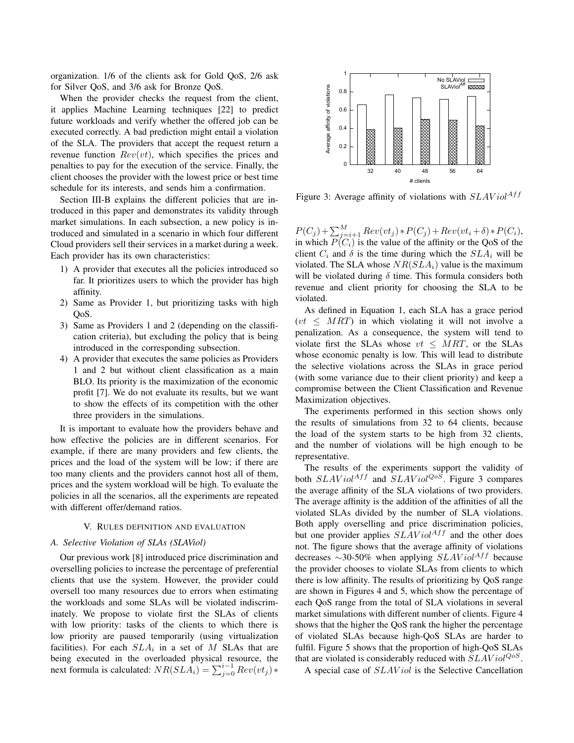organization. 1/6 of the clients ask for Gold QoS, 2/6 ask for Silver QoS, and 3/6 ask for Bronze QoS.

When the provider checks the request from the client, it applies Machine Learning techniques [22] to predict future workloads and verify whether the offered job can be executed correctly. A bad prediction might entail a violation of the SLA. The providers that accept the request return a revenue function $Rev(vt)$, which specifies the prices and penalties to pay for the execution of the service. Finally, the client chooses the provider with the lowest price or best time schedule for its interests, and sends him a confirmation.

Section III-B explains the different policies that are introduced in this paper and demonstrates its validity through market simulations. In each subsection, a new policy is introduced and simulated in a scenario in which four different Cloud providers sell their services in a market during a week. Each provider has its own characteristics:

1) A provider that executes all the policies introduced so far. It prioritizes users to which the provider has high affinity.
2) Same as Provider 1, but prioritizing tasks with high QoS.
3) Same as Providers 1 and 2 (depending on the classification criteria), but excluding the policy that is being introduced in the corresponding subsection.
4) A provider that executes the same policies as Providers 1 and 2 but without client classification as a main BLO. Its priority is the maximization of the economic profit [7]. We do not evaluate its results, but we want to show the effects of its competition with the other three providers in the simulations.

It is important to evaluate how the providers behave and how effective the policies are in different scenarios. For example, if there are many providers and few clients, the prices and the load of the system will be low; if there are too many clients and the providers cannot host all of them, prices and the system workload will be high. To evaluate the policies in all the scenarios, all the experiments are repeated with different offer/demand ratios.

## V. Rules definition and evaluation

### A. Selective Violation of SLAs (SLAViol)

Our previous work [8] introduced price discrimination and overselling policies to increase the percentage of preferential clients that use the system. However, the provider could oversell too many resources due to errors when estimating the workloads and some SLAs will be violated indiscriminately. We propose to violate first the SLAs of clients with low priority: tasks of the clients to which there is low priority are paused temporarily (using virtualization facilities). For each $SLA_i$ in a set of $M$ SLAs that are being executed in the overloaded physical resource, the next formula is calculated: $NR(SLA_i) = \sum_{j=0}^{i-1} Rev(vt_j) * P(C_j) + \sum_{j=i+1}^{M} Rev(vt_j) * P(C_j) + Rev(vt_i + \delta) * P(C_i)$, in which $P(C_i)$ is the value of the affinity or the QoS of the client $C_i$ and $\delta$ is the time during which the $SLA_i$ will be violated. The SLA whose $NR(SLA_i)$ value is the maximum will be violated during $\delta$ time. This formula considers both revenue and client priority for choosing the SLA to be violated.

Figure 3: Average affinity of violations with $SLAViol^{Aff}$

As defined in Equation 1, each SLA has a grace period ($vt \leq MRT$) in which violating it will not involve a penalization. As a consequence, the system will tend to violate first the SLAs whose $vt \leq MRT$, or the SLAs whose economic penalty is low. This will lead to distribute the selective violations across the SLAs in grace period (with some variance due to their client priority) and keep a compromise between the Client Classification and Revenue Maximization objectives.

The experiments performed in this section shows only the results of simulations from 32 to 64 clients, because the load of the system starts to be high from 32 clients, and the number of violations will be high enough to be representative.

The results of the experiments support the validity of both $SLAViol^{Aff}$ and $SLAViol^{QoS}$. Figure 3 compares the average affinity of the SLA violations of two providers. The average affinity is the addition of the affinities of all the violated SLAs divided by the number of SLA violations. Both apply overselling and price discrimination policies, but one provider applies $SLAViol^{Aff}$ and the other does not. The figure shows that the average affinity of violations decreases ~30-50% when applying $SLAViol^{Aff}$ because the provider chooses to violate SLAs from clients to which there is low affinity. The results of prioritizing by QoS range are shown in Figures 4 and 5, which show the percentage of each QoS range from the total of SLA violations in several market simulations with different number of clients. Figure 4 shows that the higher the QoS rank the higher the percentage of violated SLAs because high-QoS SLAs are harder to fulfil. Figure 5 shows that the proportion of high-QoS SLAs that are violated is considerably reduced with $SLAViol^{QoS}$.

A special case of $SLAViol$ is the Selective Cancellation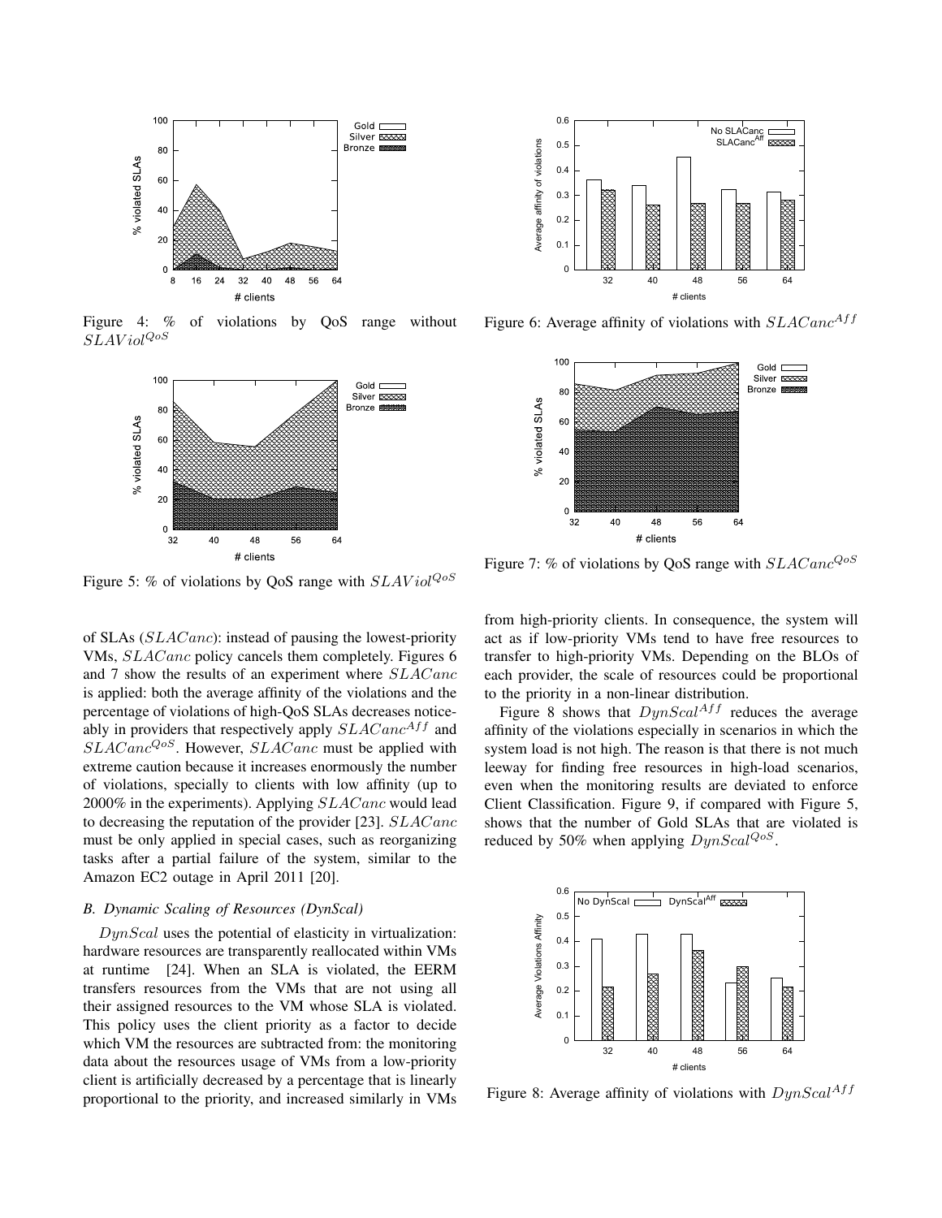Figure 4: % of violations by QoS range without $SLAViol^{QoS}$

Figure 5: % of violations by QoS range with $SLAViol^{QoS}$

Figure 6: Average affinity of violations with $SLACanc^{Aff}$

Figure 7: % of violations by QoS range with $SLACanc^{QoS}$

of SLAs ($SLACanc$): instead of pausing the lowest-priority VMs, $SLACanc$ policy cancels them completely. Figures 6 and 7 show the results of an experiment where $SLACanc$ is applied: both the average affinity of the violations and the percentage of violations of high-QoS SLAs decreases noticeably in providers that respectively apply $SLACanc^{Aff}$ and $SLACanc^{QoS}$. However, $SLACanc$ must be applied with extreme caution because it increases enormously the number of violations, specially to clients with low affinity (up to 2000% in the experiments). Applying $SLACanc$ would lead to decreasing the reputation of the provider [23]. $SLACanc$ must be only applied in special cases, such as reorganizing tasks after a partial failure of the system, similar to the Amazon EC2 outage in April 2011 [20].

### B. Dynamic Scaling of Resources (DynScal)

$DynScal$ uses the potential of elasticity in virtualization: hardware resources are transparently reallocated within VMs at runtime [24]. When an SLA is violated, the EERM transfers resources from the VMs that are not using all their assigned resources to the VM whose SLA is violated. This policy uses the client priority as a factor to decide which VM the resources are subtracted from: the monitoring data about the resources usage of VMs from a low-priority client is artificially decreased by a percentage that is linearly proportional to the priority, and increased similarly in VMs from high-priority clients. In consequence, the system will act as if low-priority VMs tend to have free resources to transfer to high-priority VMs. Depending on the BLOs of each provider, the scale of resources could be proportional to the priority in a non-linear distribution.

Figure 8 shows that $DynScal^{Aff}$ reduces the average affinity of the violations especially in scenarios in which the system load is not high. The reason is that there is not much leeway for finding free resources in high-load scenarios, even when the monitoring results are deviated to enforce Client Classification. Figure 9, if compared with Figure 5, shows that the number of Gold SLAs that are violated is reduced by 50% when applying $DynScal^{QoS}$.

Figure 8: Average affinity of violations with $DynScal^{Aff}$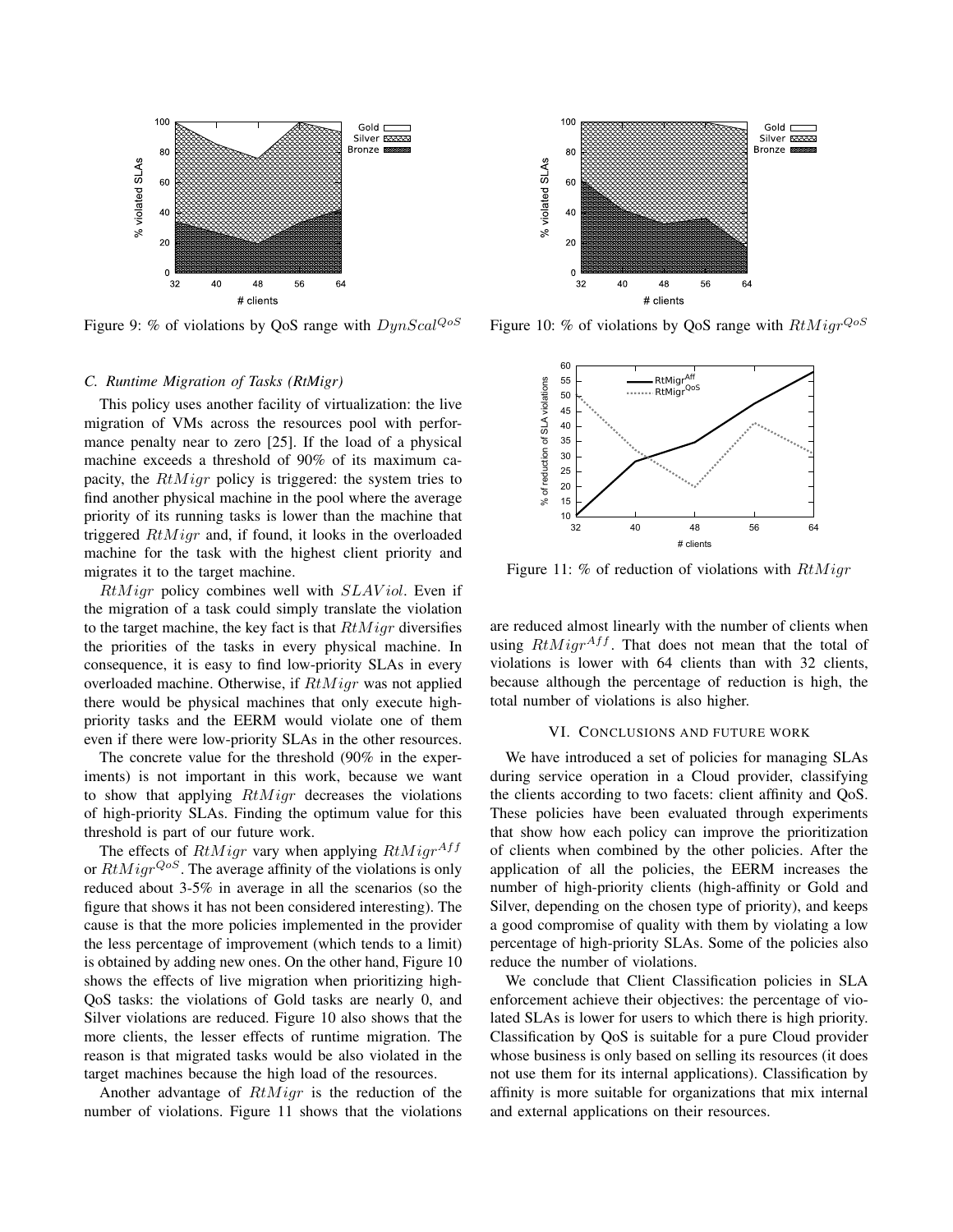Figure 9: % of violations by QoS range with $DynScal^{QoS}$

Figure 10: % of violations by QoS range with $RtMigr^{QoS}$

Figure 11: % of reduction of violations with $RtMigr$

### C. Runtime Migration of Tasks (RtMigr)

This policy uses another facility of virtualization: the live migration of VMs across the resources pool with performance penalty near to zero [25]. If the load of a physical machine exceeds a threshold of 90% of its maximum capacity, the $RtMigr$ policy is triggered: the system tries to find another physical machine in the pool where the average priority of its running tasks is lower than the machine that triggered $RtMigr$ and, if found, it looks in the overloaded machine for the task with the highest client priority and migrates it to the target machine.

$RtMigr$ policy combines well with $SLAViol$. Even if the migration of a task could simply translate the violation to the target machine, the key fact is that $RtMigr$ diversifies the priorities of the tasks in every physical machine. In consequence, it is easy to find low-priority SLAs in every overloaded machine. Otherwise, if $RtMigr$ was not applied there would be physical machines that only execute high-priority tasks and the EERM would violate one of them even if there were low-priority SLAs in the other resources.

The concrete value for the threshold (90% in the experiments) is not important in this work, because we want to show that applying $RtMigr$ decreases the violations of high-priority SLAs. Finding the optimum value for this threshold is part of our future work.

The effects of $RtMigr$ vary when applying $RtMigr^{Aff}$ or $RtMigr^{QoS}$. The average affinity of the violations is only reduced about 3-5% in average in all the scenarios (so the figure that shows it has not been considered interesting). The cause is that the more policies implemented in the provider the less percentage of improvement (which tends to a limit) is obtained by adding new ones. On the other hand, Figure 10 shows the effects of live migration when prioritizing high-QoS tasks: the violations of Gold tasks are nearly 0, and Silver violations are reduced. Figure 10 also shows that the more clients, the lesser effects of runtime migration. The reason is that migrated tasks would be also violated in the target machines because the high load of the resources.

Another advantage of $RtMigr$ is the reduction of the number of violations. Figure 11 shows that the violations are reduced almost linearly with the number of clients when using $RtMigr^{Aff}$. That does not mean that the total of violations is lower with 64 clients than with 32 clients, because although the percentage of reduction is high, the total number of violations is also higher.

## VI. Conclusions and Future Work

We have introduced a set of policies for managing SLAs during service operation in a Cloud provider, classifying the clients according to two facets: client affinity and QoS. These policies have been evaluated through experiments that show how each policy can improve the prioritization of clients when combined by the other policies. After the application of all the policies, the EERM increases the number of high-priority clients (high-affinity or Gold and Silver, depending on the chosen type of priority), and keeps a good compromise of quality with them by violating a low percentage of high-priority SLAs. Some of the policies also reduce the number of violations.

We conclude that Client Classification policies in SLA enforcement achieve their objectives: the percentage of violated SLAs is lower for users to which there is high priority. Classification by QoS is suitable for a pure Cloud provider whose business is only based on selling its resources (it does not use them for its internal applications). Classification by affinity is more suitable for organizations that mix internal and external applications on their resources.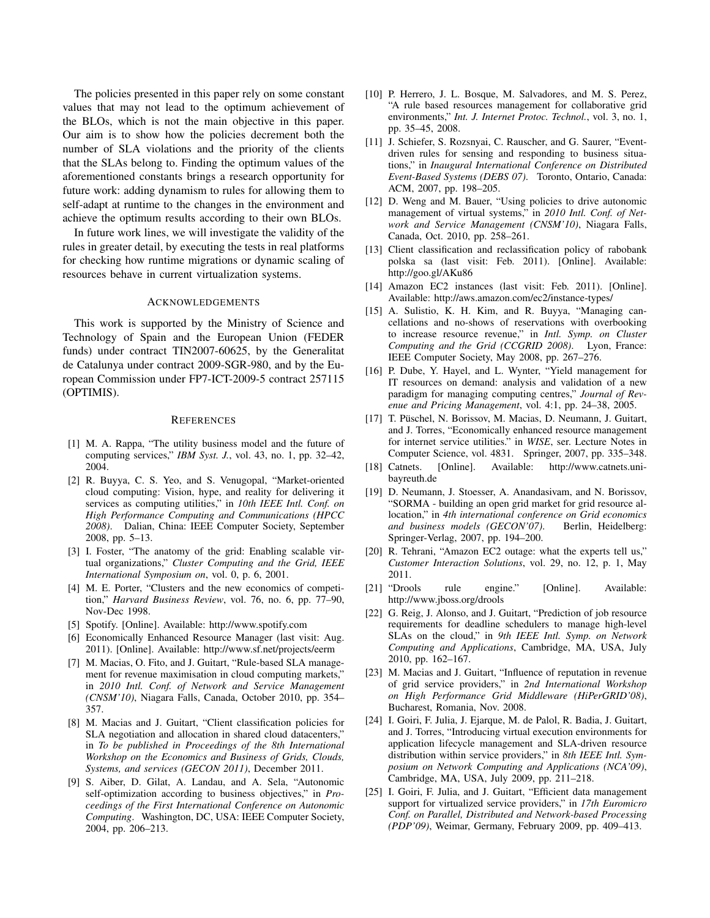The policies presented in this paper rely on some constant values that may not lead to the optimum achievement of the BLOs, which is not the main objective in this paper. Our aim is to show how the policies decrement both the number of SLA violations and the priority of the clients that the SLAs belong to. Finding the optimum values of the aforementioned constants brings a research opportunity for future work: adding dynamism to rules for allowing them to self-adapt at runtime to the changes in the environment and achieve the optimum results according to their own BLOs.

In future work lines, we will investigate the validity of the rules in greater detail, by executing the tests in real platforms for checking how runtime migrations or dynamic scaling of resources behave in current virtualization systems.

## Acknowledgements

This work is supported by the Ministry of Science and Technology of Spain and the European Union (FEDER funds) under contract TIN2007-60625, by the Generalitat de Catalunya under contract 2009-SGR-980, and by the European Commission under FP7-ICT-2009-5 contract 257115 (OPTIMIS).

## References

[1] M. A. Rappa, "The utility business model and the future of computing services," *IBM Syst. J.*, vol. 43, no. 1, pp. 32–42, 2004.

[2] R. Buyya, C. S. Yeo, and S. Venugopal, "Market-oriented cloud computing: Vision, hype, and reality for delivering it services as computing utilities," in *10th IEEE Intl. Conf. on High Performance Computing and Communications (HPCC 2008)*. Dalian, China: IEEE Computer Society, September 2008, pp. 5–13.

[3] I. Foster, "The anatomy of the grid: Enabling scalable virtual organizations," *Cluster Computing and the Grid, IEEE International Symposium on*, vol. 0, p. 6, 2001.

[4] M. E. Porter, "Clusters and the new economics of competition," *Harvard Business Review*, vol. 76, no. 6, pp. 77–90, Nov-Dec 1998.

[5] Spotify. [Online]. Available: http://www.spotify.com

[6] Economically Enhanced Resource Manager (last visit: Aug. 2011). [Online]. Available: http://www.sf.net/projects/eerm

[7] M. Macias, O. Fito, and J. Guitart, "Rule-based SLA management for revenue maximisation in cloud computing markets," in *2010 Intl. Conf. of Network and Service Management (CNSM'10)*, Niagara Falls, Canada, October 2010, pp. 354–357.

[8] M. Macias and J. Guitart, "Client classification policies for SLA negotiation and allocation in shared cloud datacenters," in *To be published in Proceedings of the 8th International Workshop on the Economics and Business of Grids, Clouds, Systems, and services (GECON 2011)*, December 2011.

[9] S. Aiber, D. Gilat, A. Landau, and A. Sela, "Autonomic self-optimization according to business objectives," in *Proceedings of the First International Conference on Autonomic Computing*. Washington, DC, USA: IEEE Computer Society, 2004, pp. 206–213.

[10] P. Herrero, J. L. Bosque, M. Salvadores, and M. S. Perez, "A rule based resources management for collaborative grid environments," *Int. J. Internet Protoc. Technol.*, vol. 3, no. 1, pp. 35–45, 2008.

[11] J. Schiefer, S. Rozsnyai, C. Rauscher, and G. Saurer, "Event-driven rules for sensing and responding to business situations," in *Inaugural International Conference on Distributed Event-Based Systems (DEBS 07)*. Toronto, Ontario, Canada: ACM, 2007, pp. 198–205.

[12] D. Weng and M. Bauer, "Using policies to drive autonomic management of virtual systems," in *2010 Intl. Conf. of Network and Service Management (CNSM'10)*, Niagara Falls, Canada, Oct. 2010, pp. 258–261.

[13] Client classification and reclassification policy of rabobank polska sa (last visit: Feb. 2011). [Online]. Available: http://goo.gl/AKu86

[14] Amazon EC2 instances (last visit: Feb. 2011). [Online]. Available: http://aws.amazon.com/ec2/instance-types/

[15] A. Sulistio, K. H. Kim, and R. Buyya, "Managing cancellations and no-shows of reservations with overbooking to increase resource revenue," in *Intl. Symp. on Cluster Computing and the Grid (CCGRID 2008)*. Lyon, France: IEEE Computer Society, May 2008, pp. 267–276.

[16] P. Dube, Y. Hayel, and L. Wynter, "Yield management for IT resources on demand: analysis and validation of a new paradigm for managing computing centres," *Journal of Revenue and Pricing Management*, vol. 4:1, pp. 24–38, 2005.

[17] T. Püschel, N. Borissov, M. Macias, D. Neumann, J. Guitart, and J. Torres, "Economically enhanced resource management for internet service utilities." in *WISE*, ser. Lecture Notes in Computer Science, vol. 4831. Springer, 2007, pp. 335–348.

[18] Catnets. [Online]. Available: http://www.catnets.uni-bayreuth.de

[19] D. Neumann, J. Stoesser, A. Anandasivam, and N. Borissov, "SORMA - building an open grid market for grid resource allocation," in *4th international conference on Grid economics and business models (GECON'07)*. Berlin, Heidelberg: Springer-Verlag, 2007, pp. 194–200.

[20] R. Tehrani, "Amazon EC2 outage: what the experts tell us," *Customer Interaction Solutions*, vol. 29, no. 12, p. 1, May 2011.

[21] "Drools rule engine." [Online]. Available: http://www.jboss.org/drools

[22] G. Reig, J. Alonso, and J. Guitart, "Prediction of job resource requirements for deadline schedulers to manage high-level SLAs on the cloud," in *9th IEEE Intl. Symp. on Network Computing and Applications*, Cambridge, MA, USA, July 2010, pp. 162–167.

[23] M. Macias and J. Guitart, "Influence of reputation in revenue of grid service providers," in *2nd International Workshop on High Performance Grid Middleware (HiPerGRID'08)*, Bucharest, Romania, Nov. 2008.

[24] I. Goiri, F. Julia, J. Ejarque, M. de Palol, R. Badia, J. Guitart, and J. Torres, "Introducing virtual execution environments for application lifecycle management and SLA-driven resource distribution within service providers," in *8th IEEE Intl. Symposium on Network Computing and Applications (NCA'09)*, Cambridge, MA, USA, July 2009, pp. 211–218.

[25] I. Goiri, F. Julia, and J. Guitart, "Efficient data management support for virtualized service providers," in *17th Euromicro Conf. on Parallel, Distributed and Network-based Processing (PDP'09)*, Weimar, Germany, February 2009, pp. 409–413.